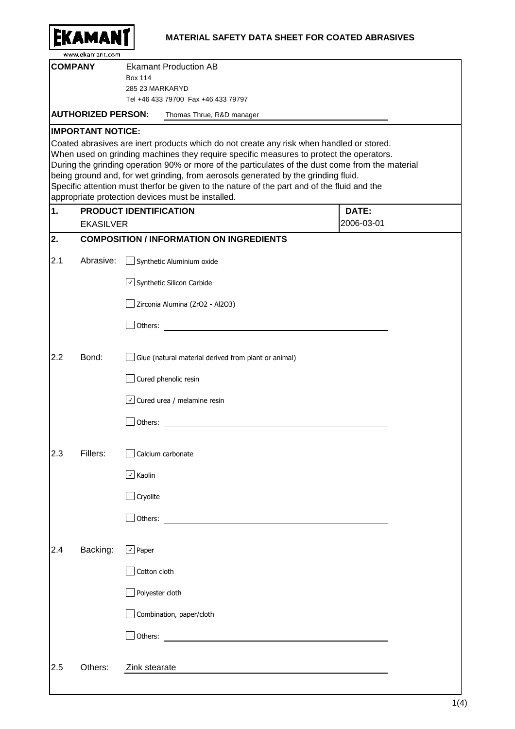**EKAMANT**

www.ekamant.com

# MATERIAL SAFETY DATA SHEET FOR COATED ABRASIVES

**COMPANY**

Ekamant Production AB
Box 114
285 23 MARKARYD
Tel +46 433 79700 Fax +46 433 79797

**AUTHORIZED PERSON:** Thomas Thrue, R&D manager

**IMPORTANT NOTICE:**

Coated abrasives are inert products which do not create any risk when handled or stored.
When used on grinding machines they require specific measures to protect the operators.
During the grinding operation 90% or more of the particulates of the dust come from the material being ground and, for wet grinding, from aerosols generated by the grinding fluid.
Specific attention must therfor be given to the nature of the part and of the fluid and the appropriate protection devices must be installed.

## 1. PRODUCT IDENTIFICATION

EKASILVER

**DATE:** 2006-03-01

## 2. COMPOSITION / INFORMATION ON INGREDIENTS

**2.1 Abrasive:**

- [ ] Synthetic Aluminium oxide
- [x] Synthetic Silicon Carbide
- [ ] Zirconia Alumina ($ZrO_2$ - $Al_2O_3$)
- [ ] Others:

**2.2 Bond:**

- [ ] Glue (natural material derived from plant or animal)
- [ ] Cured phenolic resin
- [x] Cured urea / melamine resin
- [ ] Others:

**2.3 Fillers:**

- [ ] Calcium carbonate
- [x] Kaolin
- [ ] Cryolite
- [ ] Others:

**2.4 Backing:**

- [x] Paper
- [ ] Cotton cloth
- [ ] Polyester cloth
- [ ] Combination, paper/cloth
- [ ] Others:

**2.5 Others:** Zink stearate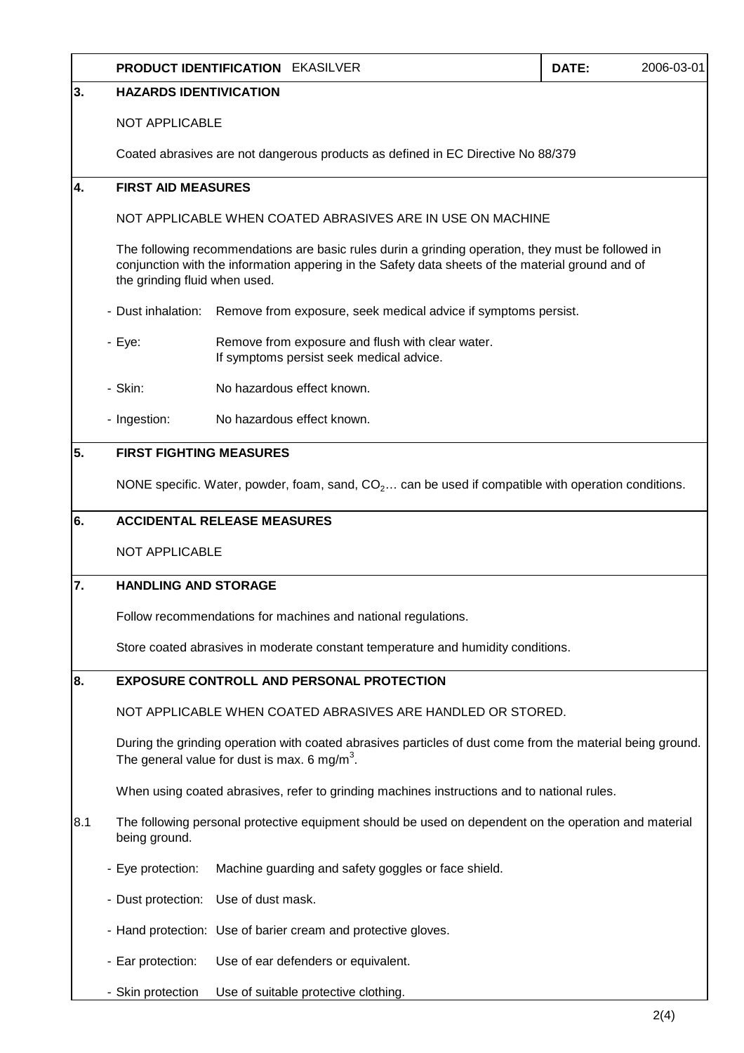**PRODUCT IDENTIFICATION** EKASILVER **DATE:** 2006-03-01

## 3. HAZARDS IDENTIVICATION

NOT APPLICABLE

Coated abrasives are not dangerous products as defined in EC Directive No 88/379

## 4. FIRST AID MEASURES

NOT APPLICABLE WHEN COATED ABRASIVES ARE IN USE ON MACHINE

The following recommendations are basic rules durin a grinding operation, they must be followed in conjunction with the information appering in the Safety data sheets of the material ground and of the grinding fluid when used.

- Dust inhalation: Remove from exposure, seek medical advice if symptoms persist.
- Eye: Remove from exposure and flush with clear water. If symptoms persist seek medical advice.
- Skin: No hazardous effect known.
- Ingestion: No hazardous effect known.

## 5. FIRST FIGHTING MEASURES

NONE specific. Water, powder, foam, sand, $CO_2$… can be used if compatible with operation conditions.

## 6. ACCIDENTAL RELEASE MEASURES

NOT APPLICABLE

## 7. HANDLING AND STORAGE

Follow recommendations for machines and national regulations.

Store coated abrasives in moderate constant temperature and humidity conditions.

## 8. EXPOSURE CONTROLL AND PERSONAL PROTECTION

NOT APPLICABLE WHEN COATED ABRASIVES ARE HANDLED OR STORED.

During the grinding operation with coated abrasives particles of dust come from the material being ground. The general value for dust is max. 6 mg/$m^3$.

When using coated abrasives, refer to grinding machines instructions and to national rules.

8.1 The following personal protective equipment should be used on dependent on the operation and material being ground.

- Eye protection: Machine guarding and safety goggles or face shield.
- Dust protection: Use of dust mask.
- Hand protection: Use of barier cream and protective gloves.
- Ear protection: Use of ear defenders or equivalent.
- Skin protection Use of suitable protective clothing.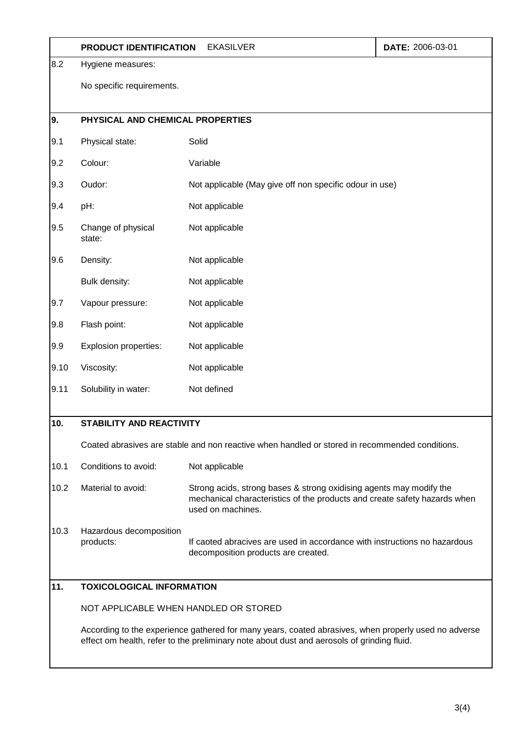| PRODUCT IDENTIFICATION | EKASILVER | DATE: 2006-03-01 |
|---|---|---|

**8.2** Hygiene measures:

No specific requirements.

## 9. PHYSICAL AND CHEMICAL PROPERTIES

| | | |
|---|---|---|
| 9.1 | Physical state: | Solid |
| 9.2 | Colour: | Variable |
| 9.3 | Oudor: | Not applicable (May give off non specific odour in use) |
| 9.4 | pH: | Not applicable |
| 9.5 | Change of physical state: | Not applicable |
| 9.6 | Density: | Not applicable |
| | Bulk density: | Not applicable |
| 9.7 | Vapour pressure: | Not applicable |
| 9.8 | Flash point: | Not applicable |
| 9.9 | Explosion properties: | Not applicable |
| 9.10 | Viscosity: | Not applicable |
| 9.11 | Solubility in water: | Not defined |

## 10. STABILITY AND REACTIVITY

Coated abrasives are stable and non reactive when handled or stored in recommended conditions.

| | | |
|---|---|---|
| 10.1 | Conditions to avoid: | Not applicable |
| 10.2 | Material to avoid: | Strong acids, strong bases & strong oxidising agents may modify the mechanical characteristics of the products and create safety hazards when used on machines. |
| 10.3 | Hazardous decomposition products: | If caoted abracives are used in accordance with instructions no hazardous decomposition products are created. |

## 11. TOXICOLOGICAL INFORMATION

NOT APPLICABLE WHEN HANDLED OR STORED

According to the experience gathered for many years, coated abrasives, when properly used no adverse effect om health, refer to the preliminary note about dust and aerosols of grinding fluid.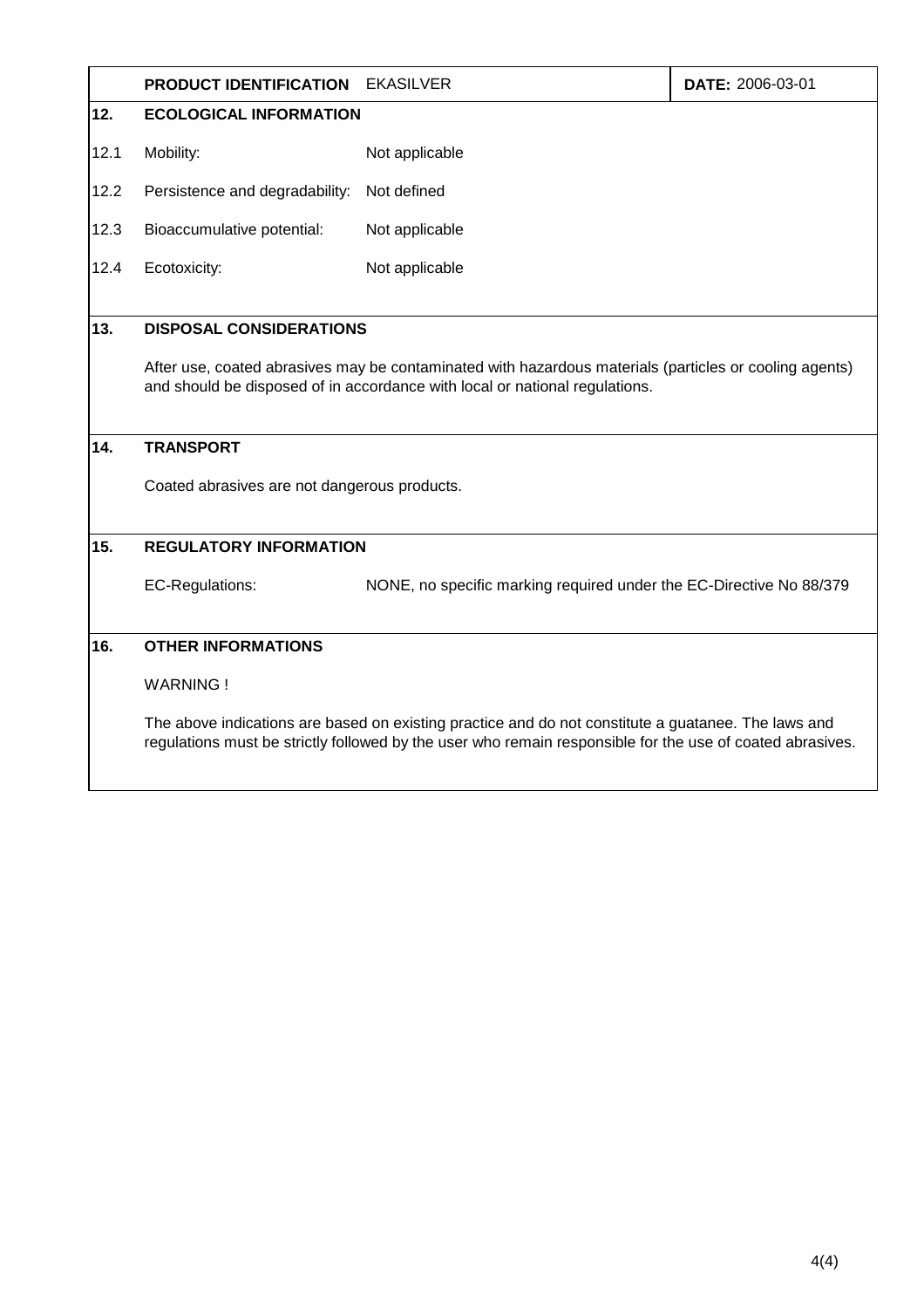| PRODUCT IDENTIFICATION | EKASILVER | DATE: 2006-03-01 |
|---|---|---|

## 12. ECOLOGICAL INFORMATION

| | | |
|---|---|---|
| 12.1 | Mobility: | Not applicable |
| 12.2 | Persistence and degradability: | Not defined |
| 12.3 | Bioaccumulative potential: | Not applicable |
| 12.4 | Ecotoxicity: | Not applicable |

## 13. DISPOSAL CONSIDERATIONS

After use, coated abrasives may be contaminated with hazardous materials (particles or cooling agents) and should be disposed of in accordance with local or national regulations.

## 14. TRANSPORT

Coated abrasives are not dangerous products.

## 15. REGULATORY INFORMATION

EC-Regulations: NONE, no specific marking required under the EC-Directive No 88/379

## 16. OTHER INFORMATIONS

WARNING !

The above indications are based on existing practice and do not constitute a guatanee. The laws and regulations must be strictly followed by the user who remain responsible for the use of coated abrasives.